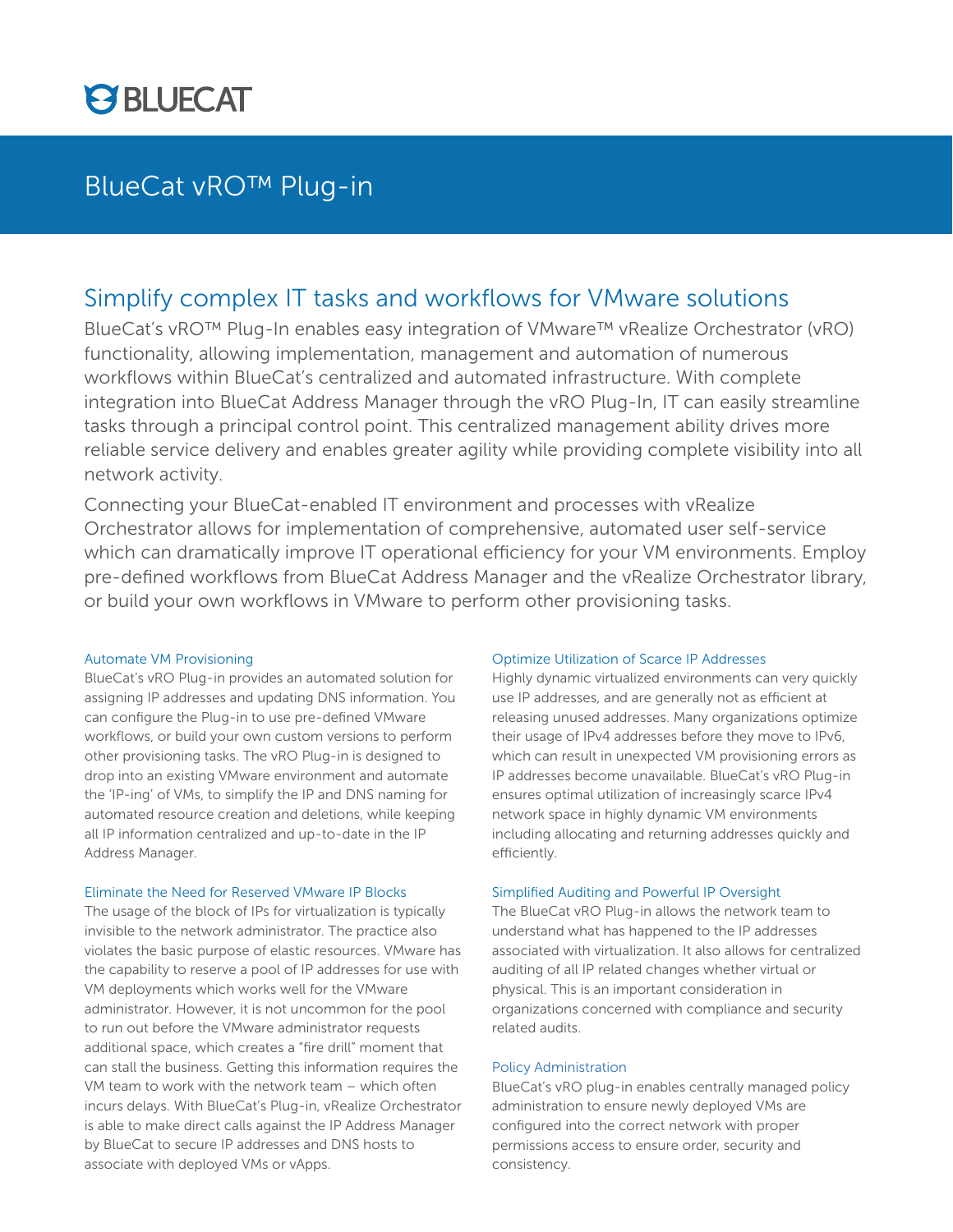BLUECAT

# BlueCat vRO™ Plug-in

## Simplify complex IT tasks and workflows for VMware solutions

BlueCat's vRO™ Plug-In enables easy integration of VMware™ vRealize Orchestrator (vRO) functionality, allowing implementation, management and automation of numerous workflows within BlueCat's centralized and automated infrastructure. With complete integration into BlueCat Address Manager through the vRO Plug-In, IT can easily streamline tasks through a principal control point. This centralized management ability drives more reliable service delivery and enables greater agility while providing complete visibility into all network activity.

Connecting your BlueCat-enabled IT environment and processes with vRealize Orchestrator allows for implementation of comprehensive, automated user self-service which can dramatically improve IT operational efficiency for your VM environments. Employ pre-defined workflows from BlueCat Address Manager and the vRealize Orchestrator library, or build your own workflows in VMware to perform other provisioning tasks.

### Automate VM Provisioning

BlueCat's vRO Plug-in provides an automated solution for assigning IP addresses and updating DNS information. You can configure the Plug-in to use pre-defined VMware workflows, or build your own custom versions to perform other provisioning tasks. The vRO Plug-in is designed to drop into an existing VMware environment and automate the 'IP-ing' of VMs, to simplify the IP and DNS naming for automated resource creation and deletions, while keeping all IP information centralized and up-to-date in the IP Address Manager.

### Eliminate the Need for Reserved VMware IP Blocks

The usage of the block of IPs for virtualization is typically invisible to the network administrator. The practice also violates the basic purpose of elastic resources. VMware has the capability to reserve a pool of IP addresses for use with VM deployments which works well for the VMware administrator. However, it is not uncommon for the pool to run out before the VMware administrator requests additional space, which creates a "fire drill" moment that can stall the business. Getting this information requires the VM team to work with the network team – which often incurs delays. With BlueCat's Plug-in, vRealize Orchestrator is able to make direct calls against the IP Address Manager by BlueCat to secure IP addresses and DNS hosts to associate with deployed VMs or vApps.

### Optimize Utilization of Scarce IP Addresses

Highly dynamic virtualized environments can very quickly use IP addresses, and are generally not as efficient at releasing unused addresses. Many organizations optimize their usage of IPv4 addresses before they move to IPv6, which can result in unexpected VM provisioning errors as IP addresses become unavailable. BlueCat's vRO Plug-in ensures optimal utilization of increasingly scarce IPv4 network space in highly dynamic VM environments including allocating and returning addresses quickly and efficiently.

### Simplified Auditing and Powerful IP Oversight

The BlueCat vRO Plug-in allows the network team to understand what has happened to the IP addresses associated with virtualization. It also allows for centralized auditing of all IP related changes whether virtual or physical. This is an important consideration in organizations concerned with compliance and security related audits.

### Policy Administration

BlueCat's vRO plug-in enables centrally managed policy administration to ensure newly deployed VMs are configured into the correct network with proper permissions access to ensure order, security and consistency.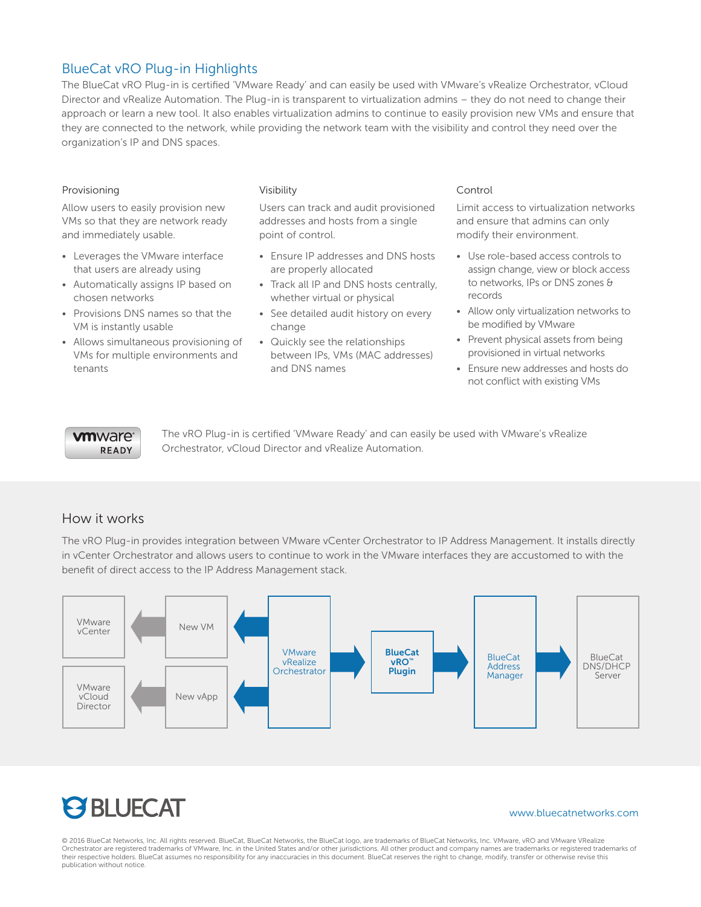## BlueCat vRO Plug-in Highlights

The BlueCat vRO Plug-in is certified 'VMware Ready' and can easily be used with VMware's vRealize Orchestrator, vCloud Director and vRealize Automation. The Plug-in is transparent to virtualization admins – they do not need to change their approach or learn a new tool. It also enables virtualization admins to continue to easily provision new VMs and ensure that they are connected to the network, while providing the network team with the visibility and control they need over the organization's IP and DNS spaces.

### Provisioning

Allow users to easily provision new VMs so that they are network ready and immediately usable.

- Leverages the VMware interface that users are already using
- Automatically assigns IP based on chosen networks
- Provisions DNS names so that the VM is instantly usable
- Allows simultaneous provisioning of VMs for multiple environments and tenants

### Visibility

Users can track and audit provisioned addresses and hosts from a single point of control.

- Ensure IP addresses and DNS hosts are properly allocated
- Track all IP and DNS hosts centrally, whether virtual or physical
- See detailed audit history on every change
- Quickly see the relationships between IPs, VMs (MAC addresses) and DNS names

### Control

Limit access to virtualization networks and ensure that admins can only modify their environment.

- Use role-based access controls to assign change, view or block access to networks, IPs or DNS zones & records
- Allow only virtualization networks to be modified by VMware
- Prevent physical assets from being provisioned in virtual networks
- Ensure new addresses and hosts do not conflict with existing VMs

vmware READY

The vRO Plug-in is certified 'VMware Ready' and can easily be used with VMware's vRealize Orchestrator, vCloud Director and vRealize Automation.

## How it works

The vRO Plug-in provides integration between VMware vCenter Orchestrator to IP Address Management. It installs directly in vCenter Orchestrator and allows users to continue to work in the VMware interfaces they are accustomed to with the benefit of direct access to the IP Address Management stack.

VMware vCenter

New VM

VMware vCloud Director

New vApp

VMware vRealize Orchestrator

BlueCat vRO™ Plugin

BlueCat Address Manager

BlueCat DNS/DHCP Server

BLUECAT

www.bluecatnetworks.com

© 2016 BlueCat Networks, Inc. All rights reserved. BlueCat, BlueCat Networks, the BlueCat logo, are trademarks of BlueCat Networks, Inc. VMware, vRO and VMware VRealize Orchestrator are registered trademarks of VMware, Inc. in the United States and/or other jurisdictions. All other product and company names are trademarks or registered trademarks of their respective holders. BlueCat assumes no responsibility for any inaccuracies in this document. BlueCat reserves the right to change, modify, transfer or otherwise revise this publication without notice.